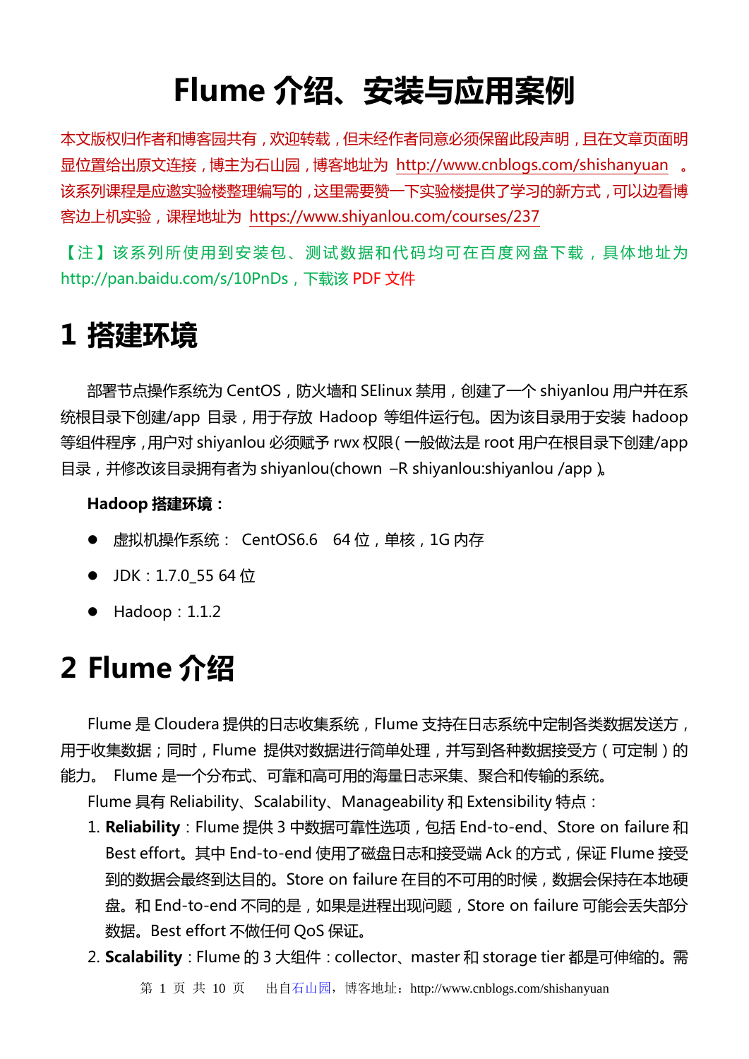# Flume 介绍、安装与应用案例

本文版权归作者和博客园共有，欢迎转载，但未经作者同意必须保留此段声明，且在文章页面明显位置给出原文连接，博主为石山园，博客地址为 http://www.cnblogs.com/shishanyuan 。该系列课程是应邀实验楼整理编写的，这里需要赞一下实验楼提供了学习的新方式，可以边看博客边上机实验，课程地址为 https://www.shiyanlou.com/courses/237

【注】该系列所使用到安装包、测试数据和代码均可在百度网盘下载，具体地址为 http://pan.baidu.com/s/10PnDs，下载该 PDF 文件

# 1 搭建环境

部署节点操作系统为 CentOS，防火墙和 SElinux 禁用，创建了一个 shiyanlou 用户并在系统根目录下创建/app 目录，用于存放 Hadoop 等组件运行包。因为该目录用于安装 hadoop 等组件程序，用户对 shiyanlou 必须赋予 rwx 权限（一般做法是 root 用户在根目录下创建/app 目录，并修改该目录拥有者为 shiyanlou(chown –R shiyanlou:shiyanlou /app）。

**Hadoop 搭建环境：**

- 虚拟机操作系统： CentOS6.6 64 位，单核，1G 内存
- JDK：1.7.0_55 64 位
- Hadoop：1.1.2

# 2 Flume 介绍

Flume 是 Cloudera 提供的日志收集系统，Flume 支持在日志系统中定制各类数据发送方，用于收集数据；同时，Flume 提供对数据进行简单处理，并写到各种数据接受方（可定制）的能力。 Flume 是一个分布式、可靠和高可用的海量日志采集、聚合和传输的系统。

Flume 具有 Reliability、Scalability、Manageability 和 Extensibility 特点：

1. **Reliability**：Flume 提供 3 中数据可靠性选项，包括 End-to-end、Store on failure 和 Best effort。其中 End-to-end 使用了磁盘日志和接受端 Ack 的方式，保证 Flume 接受到的数据会最终到达目的。Store on failure 在目的不可用的时候，数据会保持在本地硬盘。和 End-to-end 不同的是，如果是进程出现问题，Store on failure 可能会丢失部分数据。Best effort 不做任何 QoS 保证。
2. **Scalability**：Flume 的 3 大组件：collector、master 和 storage tier 都是可伸缩的。需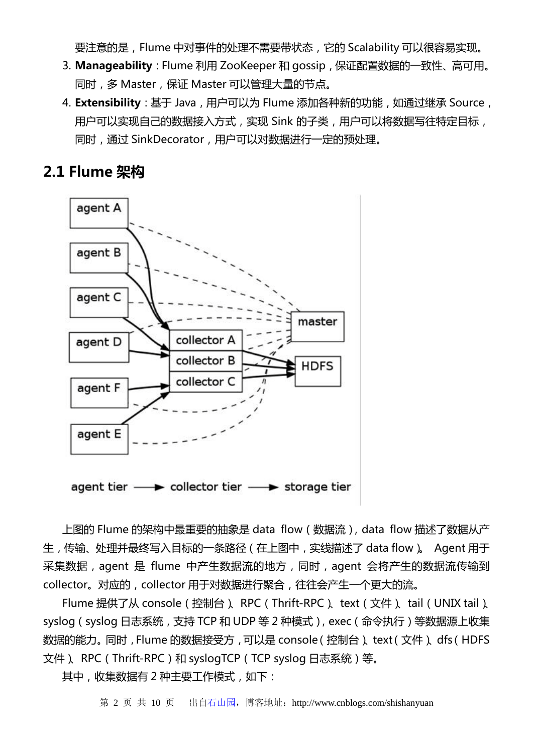要注意的是，Flume 中对事件的处理不需要带状态，它的 Scalability 可以很容易实现。

3. **Manageability**：Flume 利用 ZooKeeper 和 gossip，保证配置数据的一致性、高可用。同时，多 Master，保证 Master 可以管理大量的节点。
4. **Extensibility**：基于 Java，用户可以为 Flume 添加各种新的功能，如通过继承 Source，用户可以实现自己的数据接入方式，实现 Sink 的子类，用户可以将数据写往特定目标，同时，通过 SinkDecorator，用户可以对数据进行一定的预处理。

## 2.1 Flume 架构

上图的 Flume 的架构中最重要的抽象是 data flow（数据流），data flow 描述了数据从产生，传输、处理并最终写入目标的一条路径（在上图中，实线描述了 data flow）。 Agent 用于采集数据，agent 是 flume 中产生数据流的地方，同时，agent 会将产生的数据流传输到 collector。对应的，collector 用于对数据进行聚合，往往会产生一个更大的流。

Flume 提供了从 console（控制台）、RPC（Thrift-RPC）、text（文件）、tail（UNIX tail）、syslog（syslog 日志系统，支持 TCP 和 UDP 等 2 种模式），exec（命令执行）等数据源上收集数据的能力。同时，Flume 的数据接受方，可以是 console（控制台）、text（文件）、dfs（HDFS 文件）、RPC（Thrift-RPC）和 syslogTCP（TCP syslog 日志系统）等。

其中，收集数据有 2 种主要工作模式，如下：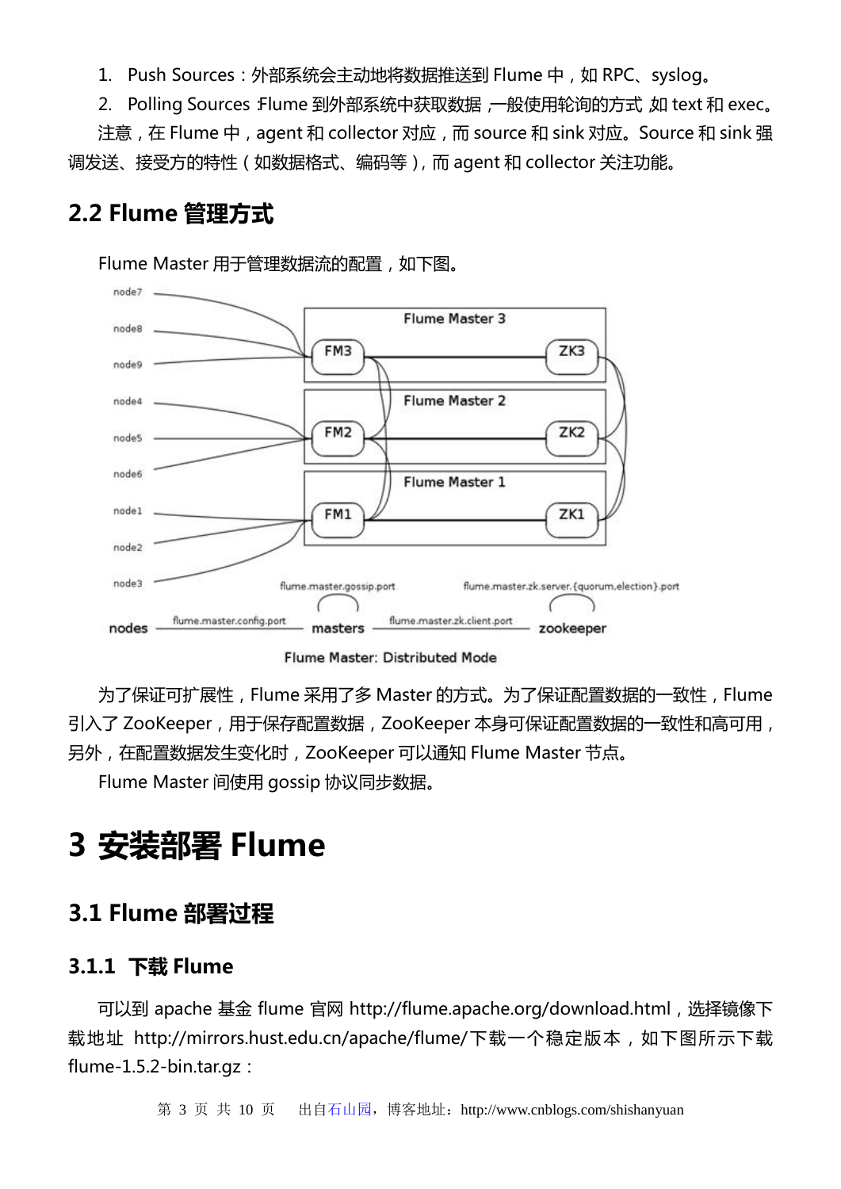1. Push Sources：外部系统会主动地将数据推送到 Flume 中，如 RPC、syslog。
2. Polling Sources：Flume 到外部系统中获取数据，一般使用轮询的方式，如 text 和 exec。

注意，在 Flume 中，agent 和 collector 对应，而 source 和 sink 对应。Source 和 sink 强调发送、接受方的特性（如数据格式、编码等），而 agent 和 collector 关注功能。

## 2.2 Flume 管理方式

Flume Master 用于管理数据流的配置，如下图。

Flume Master: Distributed Mode

为了保证可扩展性，Flume 采用了多 Master 的方式。为了保证配置数据的一致性，Flume 引入了 ZooKeeper，用于保存配置数据，ZooKeeper 本身可保证配置数据的一致性和高可用，另外，在配置数据发生变化时，ZooKeeper 可以通知 Flume Master 节点。

Flume Master 间使用 gossip 协议同步数据。

# 3 安装部署 Flume

## 3.1 Flume 部署过程

### 3.1.1 下载 Flume

可以到 apache 基金 flume 官网 http://flume.apache.org/download.html，选择镜像下载地址 http://mirrors.hust.edu.cn/apache/flume/下载一个稳定版本，如下图所示下载 flume-1.5.2-bin.tar.gz：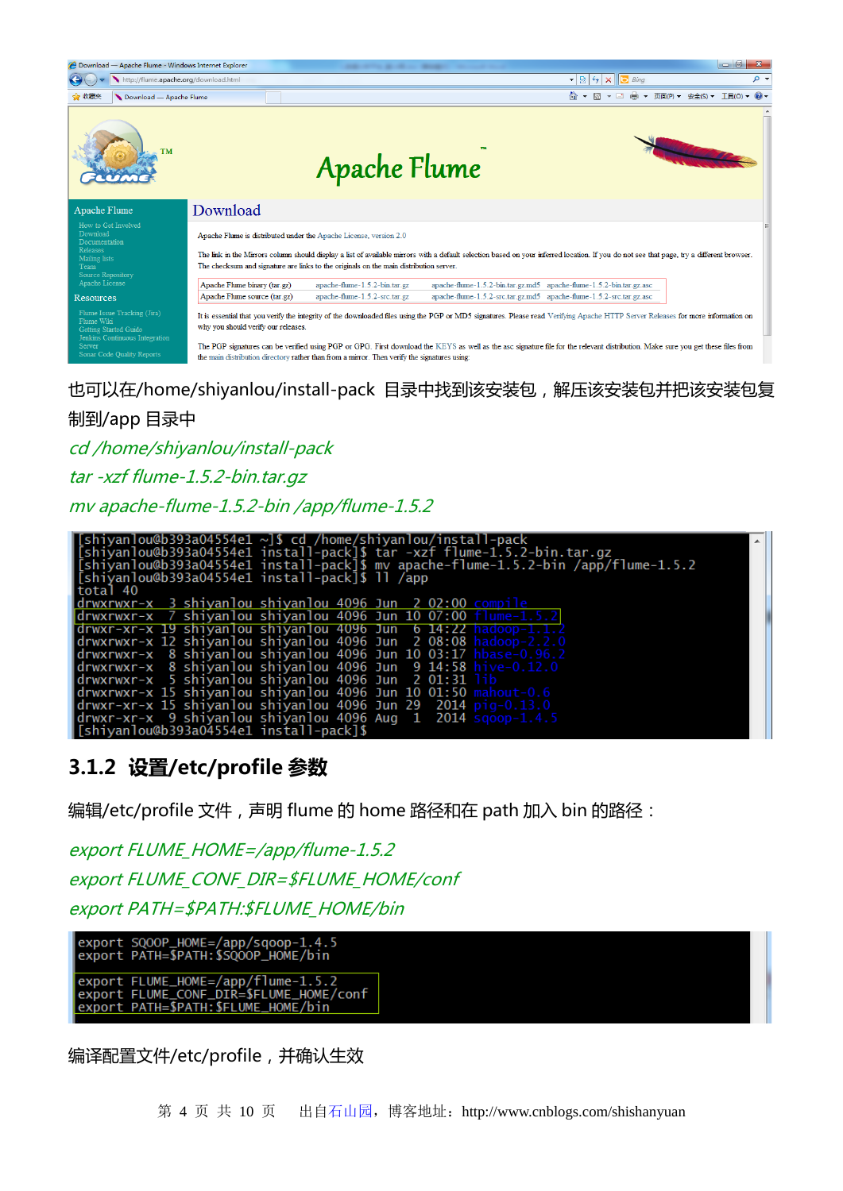也可以在/home/shiyanlou/install-pack 目录中找到该安装包，解压该安装包并把该安装包复制到/app 目录中

*cd /home/shiyanlou/install-pack*

*tar -xzf flume-1.5.2-bin.tar.gz*

*mv apache-flume-1.5.2-bin /app/flume-1.5.2*

```
[shiyanlou@b393a04554e1 ~]$ cd /home/shiyanlou/install-pack
[shiyanlou@b393a04554e1 install-pack]$ tar -xzf flume-1.5.2-bin.tar.gz
[shiyanlou@b393a04554e1 install-pack]$ mv apache-flume-1.5.2-bin /app/flume-1.5.2
[shiyanlou@b393a04554e1 install-pack]$ ll /app
total 40
drwxrwxr-x  3 shiyanlou shiyanlou 4096 Jun  2 02:00 compile
drwxrwxr-x  7 shiyanlou shiyanlou 4096 Jun 10 07:00 flume-1.5.2
drwxr-xr-x 19 shiyanlou shiyanlou 4096 Jun  6 14:22 hadoop-1.1.2
drwxrwxr-x 12 shiyanlou shiyanlou 4096 Jun  2 08:08 hadoop-2.2.0
drwxrwxr-x  8 shiyanlou shiyanlou 4096 Jun 10 03:17 hbase-0.96.2
drwxrwxr-x  8 shiyanlou shiyanlou 4096 Jun  9 14:58 hive-0.12.0
drwxrwxr-x  5 shiyanlou shiyanlou 4096 Jun  2 01:31 lib
drwxrwxr-x 15 shiyanlou shiyanlou 4096 Jun 10 01:50 mahout-0.6
drwxr-xr-x 15 shiyanlou shiyanlou 4096 Jun 29  2014 pig-0.13.0
drwxr-xr-x  9 shiyanlou shiyanlou 4096 Aug  1  2014 sqoop-1.4.5
[shiyanlou@b393a04554e1 install-pack]$
```

### 3.1.2 设置/etc/profile 参数

编辑/etc/profile 文件，声明 flume 的 home 路径和在 path 加入 bin 的路径：

*export FLUME_HOME=/app/flume-1.5.2*

*export FLUME_CONF_DIR=$FLUME_HOME/conf*

*export PATH=$PATH:$FLUME_HOME/bin*

```
export SQOOP_HOME=/app/sqoop-1.4.5
export PATH=$PATH:$SQOOP_HOME/bin

export FLUME_HOME=/app/flume-1.5.2
export FLUME_CONF_DIR=$FLUME_HOME/conf
export PATH=$PATH:$FLUME_HOME/bin
```

编译配置文件/etc/profile，并确认生效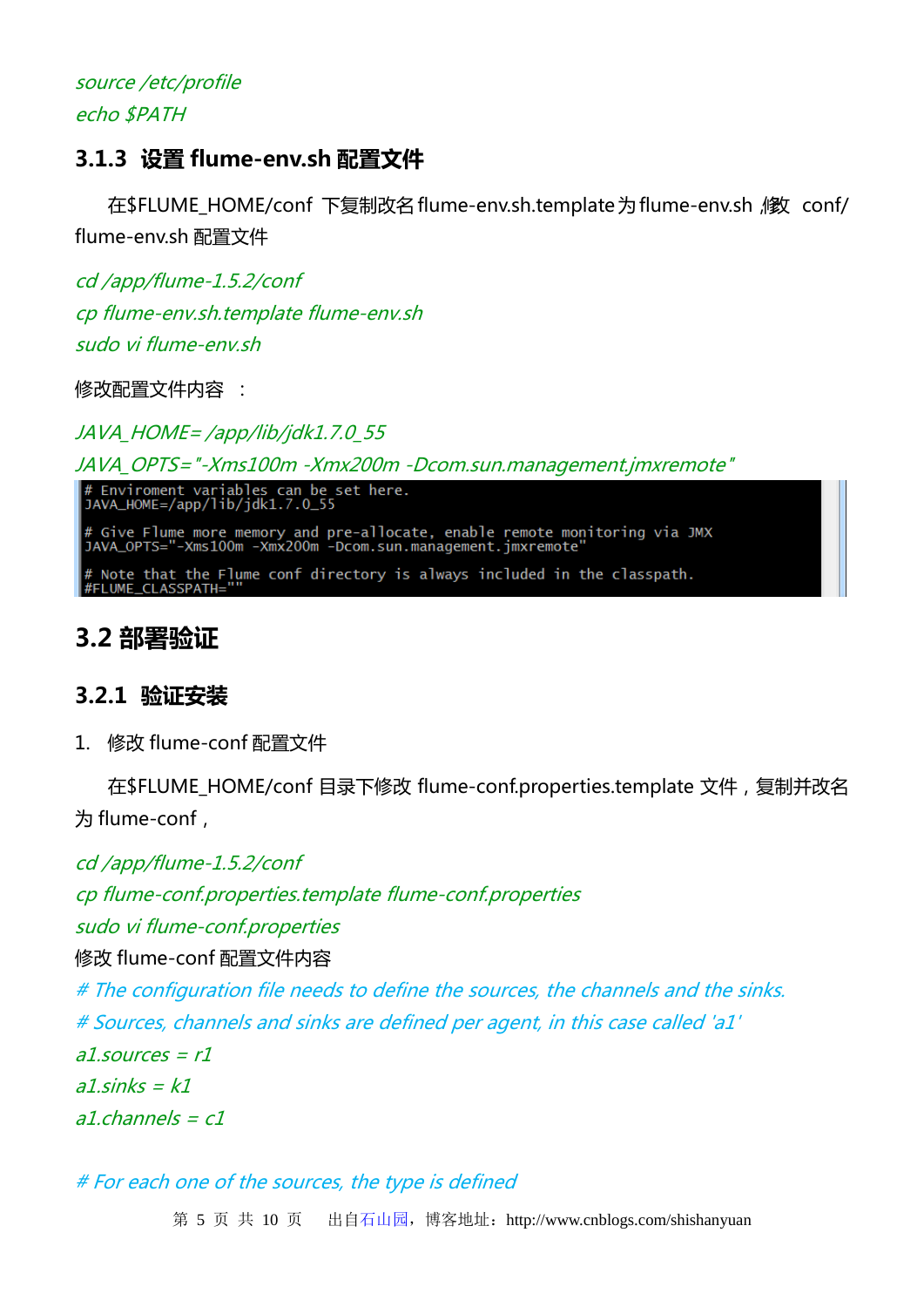*source /etc/profile*
*echo $PATH*

### 3.1.3 设置 flume-env.sh 配置文件

在$FLUME_HOME/conf 下复制改名 flume-env.sh.template 为 flume-env.sh，修改 conf/ flume-env.sh 配置文件

*cd /app/flume-1.5.2/conf*
*cp flume-env.sh.template flume-env.sh*
*sudo vi flume-env.sh*

修改配置文件内容 ：

*JAVA_HOME= /app/lib/jdk1.7.0_55*
*JAVA_OPTS="-Xms100m -Xmx200m -Dcom.sun.management.jmxremote"*

```
# Enviroment variables can be set here.
JAVA_HOME=/app/lib/jdk1.7.0_55

# Give Flume more memory and pre-allocate, enable remote monitoring via JMX
JAVA_OPTS="-Xms100m -Xmx200m -Dcom.sun.management.jmxremote"

# Note that the Flume conf directory is always included in the classpath.
#FLUME_CLASSPATH=""
```

## 3.2 部署验证

### 3.2.1 验证安装

1. 修改 flume-conf 配置文件

在$FLUME_HOME/conf 目录下修改 flume-conf.properties.template 文件，复制并改名为 flume-conf，

*cd /app/flume-1.5.2/conf*
*cp flume-conf.properties.template flume-conf.properties*
*sudo vi flume-conf.properties*

修改 flume-conf 配置文件内容

```
# The configuration file needs to define the sources, the channels and the sinks.
# Sources, channels and sinks are defined per agent, in this case called 'a1'
a1.sources = r1
a1.sinks = k1
a1.channels = c1

# For each one of the sources, the type is defined
```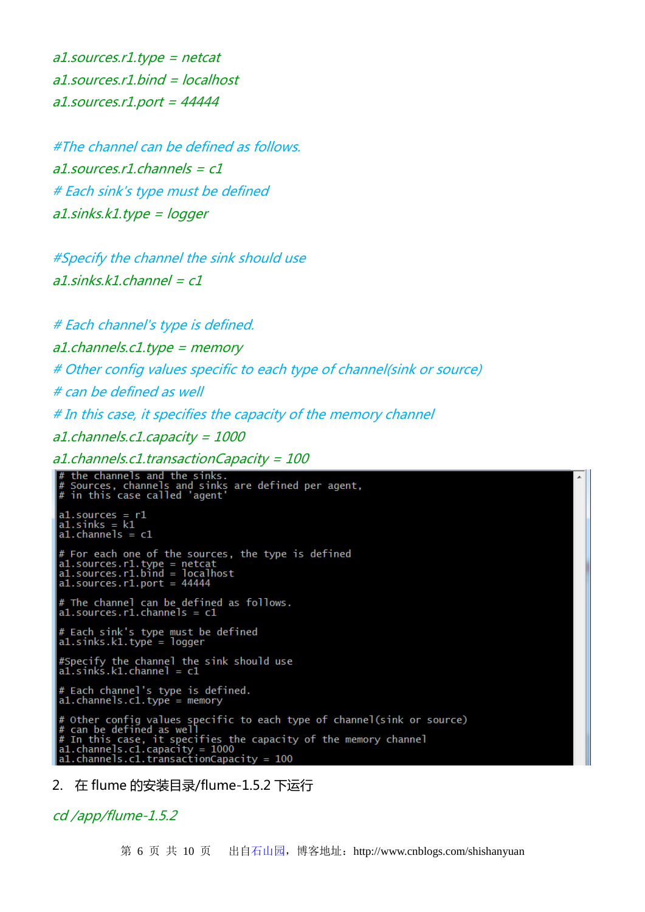```
a1.sources.r1.type = netcat
a1.sources.r1.bind = localhost
a1.sources.r1.port = 44444

#The channel can be defined as follows.
a1.sources.r1.channels = c1
# Each sink's type must be defined
a1.sinks.k1.type = logger

#Specify the channel the sink should use
a1.sinks.k1.channel = c1

# Each channel's type is defined.
a1.channels.c1.type = memory
# Other config values specific to each type of channel(sink or source)
# can be defined as well
# In this case, it specifies the capacity of the memory channel
a1.channels.c1.capacity = 1000
a1.channels.c1.transactionCapacity = 100
```

```
# the channels and the sinks.
# Sources, channels and sinks are defined per agent,
# in this case called 'agent'

a1.sources = r1
a1.sinks = k1
a1.channels = c1

# For each one of the sources, the type is defined
a1.sources.r1.type = netcat
a1.sources.r1.bind = localhost
a1.sources.r1.port = 44444

# The channel can be defined as follows.
a1.sources.r1.channels = c1

# Each sink's type must be defined
a1.sinks.k1.type = logger

#Specify the channel the sink should use
a1.sinks.k1.channel = c1

# Each channel's type is defined.
a1.channels.c1.type = memory

# Other config values specific to each type of channel(sink or source)
# can be defined as well
# In this case, it specifies the capacity of the memory channel
a1.channels.c1.capacity = 1000
a1.channels.c1.transactionCapacity = 100
```

2. 在 flume 的安装目录/flume-1.5.2 下运行

```
cd /app/flume-1.5.2
```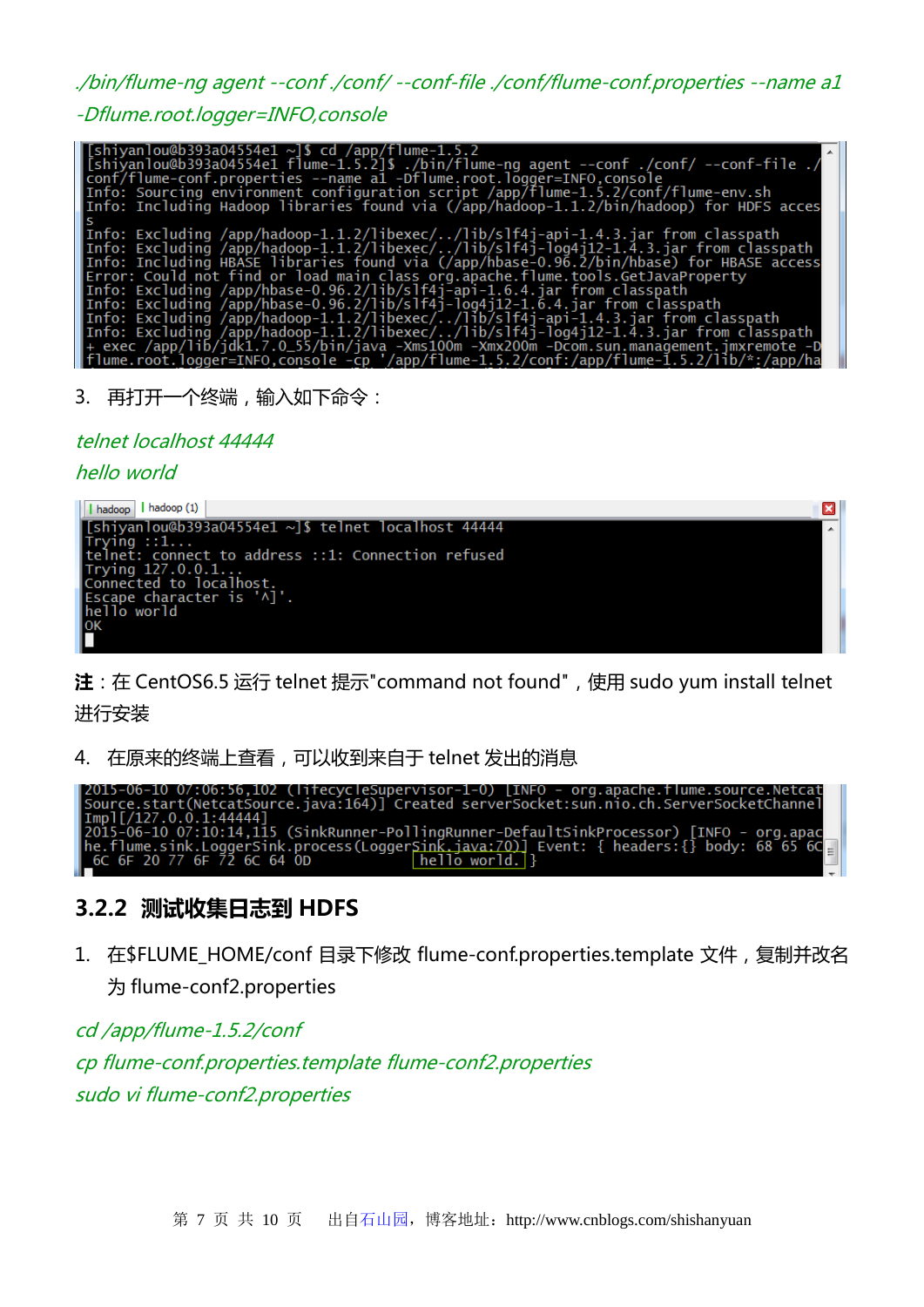*./bin/flume-ng agent --conf ./conf/ --conf-file ./conf/flume-conf.properties --name a1 -Dflume.root.logger=INFO,console*

```
[shiyanlou@b393a04554e1 ~]$ cd /app/flume-1.5.2
[shiyanlou@b393a04554e1 flume-1.5.2]$ ./bin/flume-ng agent --conf ./conf/ --conf-file ./conf/flume-conf.properties --name a1 -Dflume.root.logger=INFO,console
Info: Sourcing environment configuration script /app/flume-1.5.2/conf/flume-env.sh
Info: Including Hadoop libraries found via (/app/hadoop-1.1.2/bin/hadoop) for HDFS access
Info: Excluding /app/hadoop-1.1.2/libexec/../lib/slf4j-api-1.4.3.jar from classpath
Info: Excluding /app/hadoop-1.1.2/libexec/../lib/slf4j-log4j12-1.4.3.jar from classpath
Info: Including HBASE libraries found via (/app/hbase-0.96.2/bin/hbase) for HBASE access
Error: Could not find or load main class org.apache.flume.tools.GetJavaProperty
Info: Excluding /app/hbase-0.96.2/lib/slf4j-api-1.6.4.jar from classpath
Info: Excluding /app/hbase-0.96.2/lib/slf4j-log4j12-1.6.4.jar from classpath
Info: Excluding /app/hadoop-1.1.2/libexec/../lib/slf4j-api-1.4.3.jar from classpath
Info: Excluding /app/hadoop-1.1.2/libexec/../lib/slf4j-log4j12-1.4.3.jar from classpath
+ exec /app/lib/jdk1.7.0_55/bin/java -Xms100m -Xmx200m -Dcom.sun.management.jmxremote -Dflume.root.logger=INFO,console -cp '/app/flume-1.5.2/conf:/app/flume-1.5.2/lib/*:/app/ha
```

3. 再打开一个终端，输入如下命令：

*telnet localhost 44444*
*hello world*

```
[shiyanlou@b393a04554e1 ~]$ telnet localhost 44444
Trying ::1...
telnet: connect to address ::1: Connection refused
Trying 127.0.0.1...
Connected to localhost.
Escape character is '^]'.
hello world
OK
```

**注**：在 CentOS6.5 运行 telnet 提示"command not found"，使用 sudo yum install telnet 进行安装

4. 在原来的终端上查看，可以收到来自于 telnet 发出的消息

```
2015-06-10 07:06:56,102 (lifecycleSupervisor-1-0) [INFO - org.apache.flume.source.NetcatSource.start(NetcatSource.java:164)] Created serverSocket:sun.nio.ch.ServerSocketChannelImpl[/127.0.0.1:44444]
2015-06-10 07:10:14,115 (SinkRunner-PollingRunner-DefaultSinkProcessor) [INFO - org.apache.flume.sink.LoggerSink.process(LoggerSink.java:70)] Event: { headers:{} body: 68 65 6C 6C 6F 20 77 6F 72 6C 64 0D    hello world. }
```

### 3.2.2 测试收集日志到 HDFS

1. 在$FLUME_HOME/conf 目录下修改 flume-conf.properties.template 文件，复制并改名为 flume-conf2.properties

*cd /app/flume-1.5.2/conf*
*cp flume-conf.properties.template flume-conf2.properties*
*sudo vi flume-conf2.properties*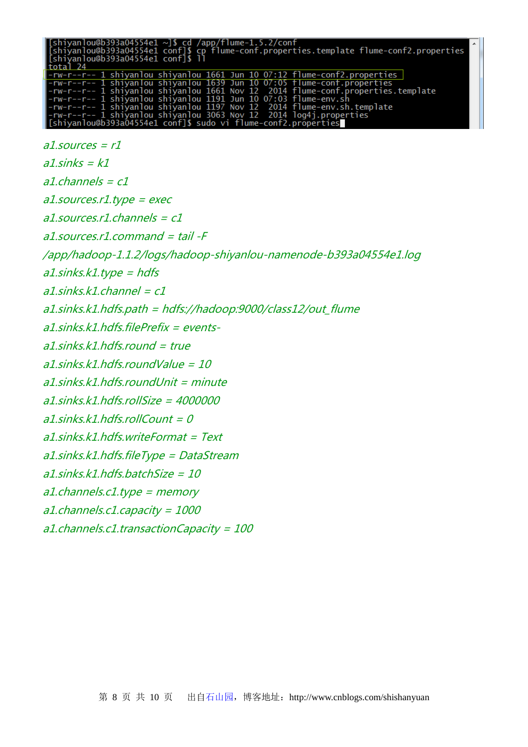```
[shiyanlou@b393a04554e1 ~]$ cd /app/flume-1.5.2/conf
[shiyanlou@b393a04554e1 conf]$ cp flume-conf.properties.template flume-conf2.properties
[shiyanlou@b393a04554e1 conf]$ ll
total 24
-rw-r--r-- 1 shiyanlou shiyanlou 1661 Jun 10 07:12 flume-conf2.properties
-rw-r--r-- 1 shiyanlou shiyanlou 1639 Jun 10 07:05 flume-conf.properties
-rw-r--r-- 1 shiyanlou shiyanlou 1661 Nov 12  2014 flume-conf.properties.template
-rw-r--r-- 1 shiyanlou shiyanlou 1191 Jun 10 07:03 flume-env.sh
-rw-r--r-- 1 shiyanlou shiyanlou 1197 Nov 12  2014 flume-env.sh.template
-rw-r--r-- 1 shiyanlou shiyanlou 3063 Nov 12  2014 log4j.properties
[shiyanlou@b393a04554e1 conf]$ sudo vi flume-conf2.properties
```

```
a1.sources = r1
a1.sinks = k1
a1.channels = c1
a1.sources.r1.type = exec
a1.sources.r1.channels = c1
a1.sources.r1.command = tail -F /app/hadoop-1.1.2/logs/hadoop-shiyanlou-namenode-b393a04554e1.log
a1.sinks.k1.type = hdfs
a1.sinks.k1.channel = c1
a1.sinks.k1.hdfs.path = hdfs://hadoop:9000/class12/out_flume
a1.sinks.k1.hdfs.filePrefix = events-
a1.sinks.k1.hdfs.round = true
a1.sinks.k1.hdfs.roundValue = 10
a1.sinks.k1.hdfs.roundUnit = minute
a1.sinks.k1.hdfs.rollSize = 4000000
a1.sinks.k1.hdfs.rollCount = 0
a1.sinks.k1.hdfs.writeFormat = Text
a1.sinks.k1.hdfs.fileType = DataStream
a1.sinks.k1.hdfs.batchSize = 10
a1.channels.c1.type = memory
a1.channels.c1.capacity = 1000
a1.channels.c1.transactionCapacity = 100
```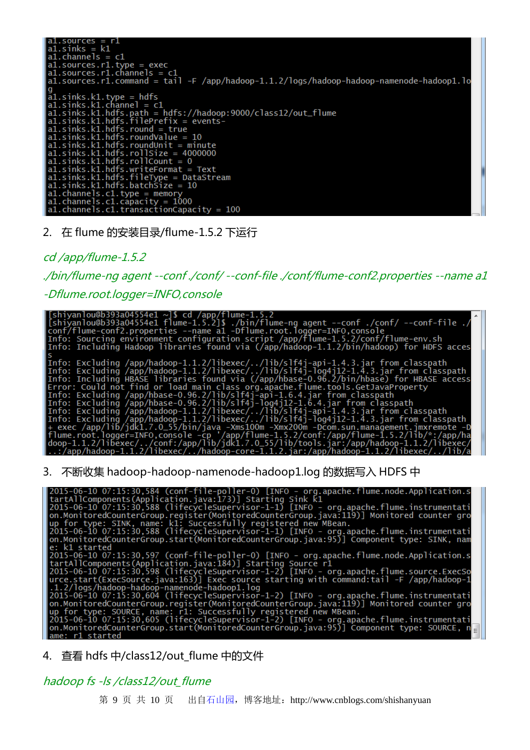```
a1.sources = r1
a1.sinks = k1
a1.channels = c1
a1.sources.r1.type = exec
a1.sources.r1.channels = c1
a1.sources.r1.command = tail -F /app/hadoop-1.1.2/logs/hadoop-hadoop-namenode-hadoop1.lo
g
a1.sinks.k1.type = hdfs
a1.sinks.k1.channel = c1
a1.sinks.k1.hdfs.path = hdfs://hadoop:9000/class12/out_flume
a1.sinks.k1.hdfs.filePrefix = events-
a1.sinks.k1.hdfs.round = true
a1.sinks.k1.hdfs.roundValue = 10
a1.sinks.k1.hdfs.roundUnit = minute
a1.sinks.k1.hdfs.rollSize = 4000000
a1.sinks.k1.hdfs.rollCount = 0
a1.sinks.k1.hdfs.writeFormat = Text
a1.sinks.k1.hdfs.fileType = DataStream
a1.sinks.k1.hdfs.batchSize = 10
a1.channels.c1.type = memory
a1.channels.c1.capacity = 1000
a1.channels.c1.transactionCapacity = 100
```

2. 在 flume 的安装目录/flume-1.5.2 下运行

*cd /app/flume-1.5.2*

*./bin/flume-ng agent --conf ./conf/ --conf-file ./conf/flume-conf2.properties --name a1 -Dflume.root.logger=INFO,console*

```
[shiyanlou@b393a04554e1 ~]$ cd /app/flume-1.5.2
[shiyanlou@b393a04554e1 flume-1.5.2]$ ./bin/flume-ng agent --conf ./conf/ --conf-file ./
conf/flume-conf2.properties --name a1 -Dflume.root.logger=INFO,console
Info: Sourcing environment configuration script /app/flume-1.5.2/conf/flume-env.sh
Info: Including Hadoop libraries found via (/app/hadoop-1.1.2/bin/hadoop) for HDFS acces
s
Info: Excluding /app/hadoop-1.1.2/libexec/../lib/slf4j-api-1.4.3.jar from classpath
Info: Excluding /app/hadoop-1.1.2/libexec/../lib/slf4j-log4j12-1.4.3.jar from classpath
Info: Including HBASE libraries found via (/app/hbase-0.96.2/bin/hbase) for HBASE access
Error: Could not find or load main class org.apache.flume.tools.GetJavaProperty
Info: Excluding /app/hbase-0.96.2/lib/slf4j-api-1.6.4.jar from classpath
Info: Excluding /app/hbase-0.96.2/lib/slf4j-log4j12-1.6.4.jar from classpath
Info: Excluding /app/hadoop-1.1.2/libexec/../lib/slf4j-api-1.4.3.jar from classpath
Info: Excluding /app/hadoop-1.1.2/libexec/../lib/slf4j-log4j12-1.4.3.jar from classpath
+ exec /app/lib/jdk1.7.0_55/bin/java -Xms100m -Xmx200m -Dcom.sun.management.jmxremote -D
flume.root.logger=INFO,console -cp '/app/flume-1.5.2/conf:/app/flume-1.5.2/lib/*:/app/ha
doop-1.1.2/libexec/../conf:/app/lib/jdk1.7.0_55/lib/tools.jar:/app/hadoop-1.1.2/libexec/
..:/app/hadoop-1.1.2/libexec/../hadoop-core-1.1.2.jar:/app/hadoop-1.1.2/libexec/../lib/a
```

3. 不断收集 hadoop-hadoop-namenode-hadoop1.log 的数据写入 HDFS 中

```
2015-06-10 07:15:30,584 (conf-file-poller-0) [INFO - org.apache.flume.node.Application.s
tartAllComponents(Application.java:173)] Starting Sink k1
2015-06-10 07:15:30,588 (lifecycleSupervisor-1-1) [INFO - org.apache.flume.instrumentati
on.MonitoredCounterGroup.register(MonitoredCounterGroup.java:119)] Monitored counter gro
up for type: SINK, name: k1: Successfully registered new MBean.
2015-06-10 07:15:30,588 (lifecycleSupervisor-1-1) [INFO - org.apache.flume.instrumentati
on.MonitoredCounterGroup.start(MonitoredCounterGroup.java:95)] Component type: SINK, nam
e: k1 started
2015-06-10 07:15:30,597 (conf-file-poller-0) [INFO - org.apache.flume.node.Application.s
tartAllComponents(Application.java:184)] Starting Source r1
2015-06-10 07:15:30,598 (lifecycleSupervisor-1-2) [INFO - org.apache.flume.source.ExecSo
urce.start(ExecSource.java:163)] Exec source starting with command:tail -F /app/hadoop-1
.1.2/logs/hadoop-hadoop-namenode-hadoop1.log
2015-06-10 07:15:30,604 (lifecycleSupervisor-1-2) [INFO - org.apache.flume.instrumentati
on.MonitoredCounterGroup.register(MonitoredCounterGroup.java:119)] Monitored counter gro
up for type: SOURCE, name: r1: Successfully registered new MBean.
2015-06-10 07:15:30,605 (lifecycleSupervisor-1-2) [INFO - org.apache.flume.instrumentati
on.MonitoredCounterGroup.start(MonitoredCounterGroup.java:95)] Component type: SOURCE, n
ame: r1 started
```

4. 查看 hdfs 中/class12/out_flume 中的文件

*hadoop fs -ls /class12/out_flume*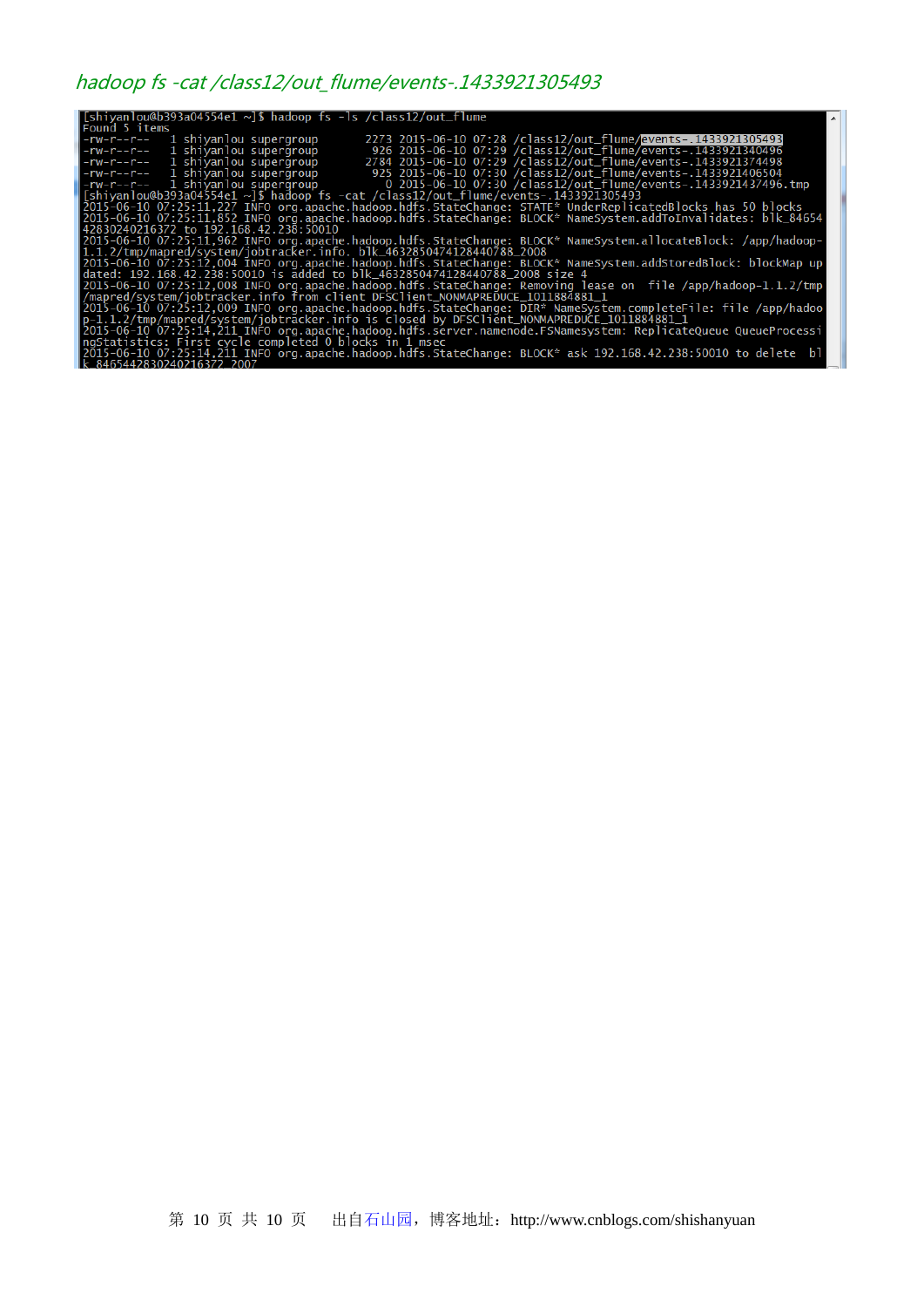*hadoop fs -cat /class12/out_flume/events-.1433921305493*

```
[shiyanlou@b393a04554e1 ~]$ hadoop fs -ls /class12/out_flume
Found 5 items
-rw-r--r--   1 shiyanlou supergroup       2273 2015-06-10 07:28 /class12/out_flume/events-.1433921305493
-rw-r--r--   1 shiyanlou supergroup        926 2015-06-10 07:29 /class12/out_flume/events-.1433921340496
-rw-r--r--   1 shiyanlou supergroup       2784 2015-06-10 07:29 /class12/out_flume/events-.1433921374498
-rw-r--r--   1 shiyanlou supergroup        925 2015-06-10 07:30 /class12/out_flume/events-.1433921406504
-rw-r--r--   1 shiyanlou supergroup          0 2015-06-10 07:30 /class12/out_flume/events-.1433921437496.tmp
[shiyanlou@b393a04554e1 ~]$ hadoop fs -cat /class12/out_flume/events-.1433921305493
2015-06-10 07:25:11,227 INFO org.apache.hadoop.hdfs.StateChange: STATE* UnderReplicatedBlocks has 50 blocks
2015-06-10 07:25:11,852 INFO org.apache.hadoop.hdfs.StateChange: BLOCK* NameSystem.addToInvalidates: blk_84654
42830240216372 to 192.168.42.238:50010
2015-06-10 07:25:11,962 INFO org.apache.hadoop.hdfs.StateChange: BLOCK* NameSystem.allocateBlock: /app/hadoop-
1.1.2/tmp/mapred/system/jobtracker.info. blk_4632850474128440788_2008
2015-06-10 07:25:12,004 INFO org.apache.hadoop.hdfs.StateChange: BLOCK* NameSystem.addStoredBlock: blockMap up
dated: 192.168.42.238:50010 is added to blk_4632850474128440788_2008 size 4
2015-06-10 07:25:12,008 INFO org.apache.hadoop.hdfs.StateChange: Removing lease on  file /app/hadoop-1.1.2/tmp
/mapred/system/jobtracker.info from client DFSClient_NONMAPREDUCE_1011884881_1
2015-06-10 07:25:12,009 INFO org.apache.hadoop.hdfs.StateChange: DIR* NameSystem.completeFile: file /app/hadoo
p-1.1.2/tmp/mapred/system/jobtracker.info is closed by DFSClient_NONMAPREDUCE_1011884881_1
2015-06-10 07:25:14,211 INFO org.apache.hadoop.hdfs.server.namenode.FSNamesystem: ReplicateQueue QueueProcessi
ngStatistics: First cycle completed 0 blocks in 1 msec
2015-06-10 07:25:14,211 INFO org.apache.hadoop.hdfs.StateChange: BLOCK* ask 192.168.42.238:50010 to delete  bl
k_8465442830240216372_2007
```

出自石山园，博客地址：http://www.cnblogs.com/shishanyuan